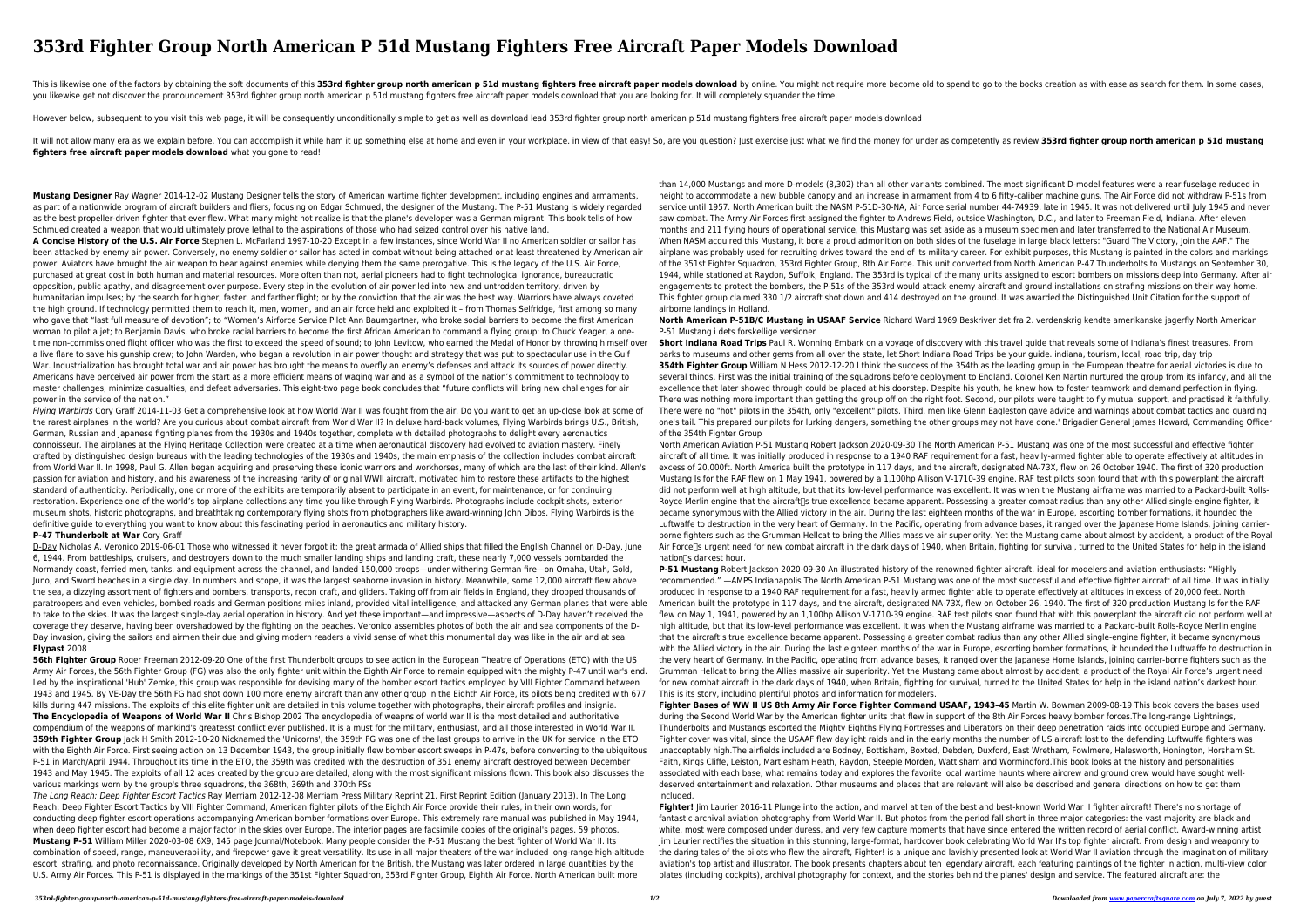# 353rd Fighter Group North American P 51d Mustang Fighters Free Aircraft Paper Models Download

This is likewise one of the factors by obtaining the soft documents of this **353rd fighter group north american p 51d mustang fighters free aircraft paper models download** by online. You might not require more become old to spend to go to the books creation as with ease as search for them. In some cases, you likewise get not discover the pronouncement 353rd fighter group north american p 51d mustang fighters free aircraft paper models download that you are looking for. It will completely squander the time.

However below, subsequent to you visit this web page, it will be consequently unconditionally simple to get as well as download lead 353rd fighter group north american p 51d mustang fighters free aircraft paper models download

It will not allow many era as we explain before. You can accomplish it while ham it up something else at home and even in your workplace. in view of that easy! So, are you question? Just exercise just what we find the money for under as competently as review **353rd fighter group north american p 51d mustang fighters free aircraft paper models download** what you gone to read!

**Mustang Designer** Ray Wagner 2014-12-02 Mustang Designer tells the story of American wartime fighter development, including engines and armaments, as part of a nationwide program of aircraft builders and fliers, focusing on Edgar Schmued, the designer of the Mustang. The P-51 Mustang is widely regarded as the best propeller-driven fighter that ever flew. What many might not realize is that the plane's developer was a German migrant. This book tells of how Schmued created a weapon that would ultimately prove lethal to the aspirations of those who had seized control over his native land.

**A Concise History of the U.S. Air Force** Stephen L. McFarland 1997-10-20 Except in a few instances, since World War II no American soldier or sailor has been attacked by enemy air power. Conversely, no enemy soldier or sailor has acted in combat without being attached or at least threatened by American air power. Aviators have brought the air weapon to bear against enemies while denying them the same prerogative. This is the legacy of the U.S. Air Force, purchased at great cost in both human and material resources. More often than not, aerial pioneers had to fight technological ignorance, bureaucratic opposition, public apathy, and disagreement over purpose. Every step in the evolution of air power led into new and untrodden territory, driven by humanitarian impulses; by the search for higher, faster, and farther flight; or by the conviction that the air was the best way. Warriors have always coveted the high ground. If technology permitted them to reach it, men, women, and an air force held and exploited it – from Thomas Selfridge, first among so many who gave that "last full measure of devotion"; to "Women's Airforce Service Pilot Ann Baumgartner, who broke social barriers to become the first American woman to pilot a jet; to Benjamin Davis, who broke racial barriers to become the first African American to command a flying group; to Chuck Yeager, a one-time non-commissioned flight officer who was the first to exceed the speed of sound; to John Levitow, who earned the Medal of Honor by throwing himself over a live flare to save his gunship crew; to John Warden, who began a revolution in air power thought and strategy that was put to spectacular use in the Gulf War. Industrialization has brought total war and air power has brought the means to overfly an enemy's defenses and attack its sources of power directly. Americans have perceived air power from the start as a more efficient means of waging war and as a symbol of the nation's commitment to technology to master challenges, minimize casualties, and defeat adversaries. This eight-two page book concludes that "future conflicts will bring new challenges for air power in the service of the nation."

*Flying Warbirds* Cory Graff 2014-11-03 Get a comprehensive look at how World War II was fought from the air. Do you want to get an up-close look at some of the rarest airplanes in the world? Are you curious about combat aircraft from World War II? In deluxe hard-back volumes, Flying Warbirds brings U.S., British, German, Russian and Japanese fighting planes from the 1930s and 1940s together, complete with detailed photographs to delight every aeronautics connoisseur. The airplanes at the Flying Heritage Collection were created at a time when aeronautical discovery had evolved to aviation mastery. Finely crafted by distinguished design bureaus with the leading technologies of the 1930s and 1940s, the main emphasis of the collection includes combat aircraft from World War II. In 1998, Paul G. Allen began acquiring and preserving these iconic warriors and workhorses, many of which are the last of their kind. Allen's passion for aviation and history, and his awareness of the increasing rarity of original WWII aircraft, motivated him to restore these artifacts to the highest standard of authenticity. Periodically, one or more of the exhibits are temporarily absent to participate in an event, for maintenance, or for continuing restoration. Experience one of the world's top airplane collections any time you like through Flying Warbirds. Photographs include cockpit shots, exterior museum shots, historic photographs, and breathtaking contemporary flying shots from photographers like award-winning John Dibbs. Flying Warbirds is the definitive guide to everything you want to know about this fascinating period in aeronautics and military history.

**P-47 Thunderbolt at War** Cory Graff

D-Day Nicholas A. Veronico 2019-06-01 Those who witnessed it never forgot it: the great armada of Allied ships that filled the English Channel on D-Day, June 6, 1944. From battleships, cruisers, and destroyers down to the much smaller landing ships and landing craft, these nearly 7,000 vessels bombarded the Normandy coast, ferried men, tanks, and equipment across the channel, and landed 150,000 troops—under withering German fire—on Omaha, Utah, Gold, Juno, and Sword beaches in a single day. In numbers and scope, it was the largest seaborne invasion in history. Meanwhile, some 12,000 aircraft flew above the sea, a dizzying assortment of fighters and bombers, transports, recon craft, and gliders. Taking off from air fields in England, they dropped thousands of paratroopers and even vehicles, bombed roads and German positions miles inland, provided vital intelligence, and attacked any German planes that were able to take to the skies. It was the largest single-day aerial operation in history. And yet these important—and impressive—aspects of D-Day haven't received the coverage they deserve, having been overshadowed by the fighting on the beaches. Veronico assembles photos of both the air and sea components of the D-Day invasion, giving the sailors and airmen their due and giving modern readers a vivid sense of what this monumental day was like in the air and at sea.

**Flypast** 2008

**56th Fighter Group** Roger Freeman 2012-09-20 One of the first Thunderbolt groups to see action in the European Theatre of Operations (ETO) with the US Army Air Forces, the 56th Fighter Group (FG) was also the only fighter unit within the Eighth Air Force to remain equipped with the mighty P-47 until war's end. Led by the inspirational 'Hub' Zemke, this group was responsible for devising many of the bomber escort tactics employed by VIII Fighter Command between 1943 and 1945. By VE-Day the 56th FG had shot down 100 more enemy aircraft than any other group in the Eighth Air Force, its pilots being credited with 677 kills during 447 missions. The exploits of this elite fighter unit are detailed in this volume together with photographs, their aircraft profiles and insignia.

**The Encyclopedia of Weapons of World War II** Chris Bishop 2002 The encyclopedia of weapns of world war II is the most detailed and authoritative compendium of the weapons of mankind's greatesst conflict ever published. It is a must for the military, enthusiast, and all those interested in World War II.

**359th Fighter Group** Jack H Smith 2012-10-20 Nicknamed the 'Unicorns', the 359th FG was one of the last groups to arrive in the UK for service in the ETO with the Eighth Air Force. First seeing action on 13 December 1943, the group initially flew bomber escort sweeps in P-47s, before converting to the ubiquitous P-51 in March/April 1944. Throughout its time in the ETO, the 359th was credited with the destruction of 351 enemy aircraft destroyed between December 1943 and May 1945. The exploits of all 12 aces created by the group are detailed, along with the most significant missions flown. This book also discusses the various markings worn by the group's three squadrons, the 368th, 369th and 370th FSs

*The Long Reach: Deep Fighter Escort Tactics* Ray Merriam 2012-12-08 Merriam Press Military Reprint 21. First Reprint Edition (January 2013). In The Long Reach: Deep Fighter Escort Tactics by VIII Fighter Command, American fighter pilots of the Eighth Air Force provide their rules, in their own words, for conducting deep fighter escort operations accompanying American bomber formations over Europe. This extremely rare manual was published in May 1944, when deep fighter escort had become a major factor in the skies over Europe. The interior pages are facsimile copies of the original's pages. 59 photos.

**Mustang P-51** William Miller 2020-03-08 6X9, 145 page Journal/Notebook. Many people consider the P-51 Mustang the best fighter of World War II. Its combination of speed, range, maneuverability, and firepower gave it great versatility. Its use in all major theaters of the war included long-range high-altitude escort, strafing, and photo reconnaissance. Originally developed by North American for the British, the Mustang was later ordered in large quantities by the U.S. Army Air Forces. This P-51 is displayed in the markings of the 351st Fighter Squadron, 353rd Fighter Group, Eighth Air Force. North American built more than 14,000 Mustangs and more D-models (8,302) than all other variants combined. The most significant D-model features were a rear fuselage reduced in height to accommodate a new bubble canopy and an increase in armament from 4 to 6 fifty-caliber machine guns. The Air Force did not withdraw P-51s from service until 1957. North American built the NASM P-51D-30-NA, Air Force serial number 44-74939, late in 1945. It was not delivered until July 1945 and never saw combat. The Army Air Forces first assigned the fighter to Andrews Field, outside Washington, D.C., and later to Freeman Field, Indiana. After eleven months and 211 flying hours of operational service, this Mustang was set aside as a museum specimen and later transferred to the National Air Museum. When NASM acquired this Mustang, it bore a proud admonition on both sides of the fuselage in large black letters: "Guard The Victory, Join the AAF." The airplane was probably used for recruiting drives toward the end of its military career. For exhibit purposes, this Mustang is painted in the colors and markings of the 351st Fighter Squadron, 353rd Fighter Group, 8th Air Force. This unit converted from North American P-47 Thunderbolts to Mustangs on September 30, 1944, while stationed at Raydon, Suffolk, England. The 353rd is typical of the many units assigned to escort bombers on missions deep into Germany. After air engagements to protect the bombers, the P-51s of the 353rd would attack enemy aircraft and ground installations on strafing missions on their way home. This fighter group claimed 330 1/2 aircraft shot down and 414 destroyed on the ground. It was awarded the Distinguished Unit Citation for the support of airborne landings in Holland.

**North American P-51B/C Mustang in USAAF Service** Richard Ward 1969 Beskriver det fra 2. verdenskrig kendte amerikanske jagerfly North American P-51 Mustang i dets forskellige versioner

**Short Indiana Road Trips** Paul R. Wonning Embark on a voyage of discovery with this travel guide that reveals some of Indiana's finest treasures. From parks to museums and other gems from all over the state, let Short Indiana Road Trips be your guide. indiana, tourism, local, road trip, day trip

**354th Fighter Group** William N Hess 2012-12-20 I think the success of the 354th as the leading group in the European theatre for aerial victories is due to several things. First was the initial training of the squadrons before deployment to England. Colonel Ken Martin nurtured the group from its infancy, and all the excellence that later showed through could be placed at his doorstep. Despite his youth, he knew how to foster teamwork and demand perfection in flying. There was nothing more important than getting the group off on the right foot. Second, our pilots were taught to fly mutual support, and practised it faithfully. There were no "hot" pilots in the 354th, only "excellent" pilots. Third, men like Glenn Eagleston gave advice and warnings about combat tactics and guarding one's tail. This prepared our pilots for lurking dangers, something the other groups may not have done.' Brigadier General James Howard, Commanding Officer of the 354th Fighter Group

North American Aviation P-51 Mustang Robert Jackson 2020-09-30 The North American P-51 Mustang was one of the most successful and effective fighter aircraft of all time. It was initially produced in response to a 1940 RAF requirement for a fast, heavily-armed fighter able to operate effectively at altitudes in excess of 20,000ft. North America built the prototype in 117 days, and the aircraft, designated NA-73X, flew on 26 October 1940. The first of 320 production Mustang Is for the RAF flew on 1 May 1941, powered by a 1,100hp Allison V-1710-39 engine. RAF test pilots soon found that with this powerplant the aircraft did not perform well at high altitude, but that its low-level performance was excellent. It was when the Mustang airframe was married to a Packard-built Rolls-Royce Merlin engine that the aircraft□s true excellence became apparent. Possessing a greater combat radius than any other Allied single-engine fighter, it became synonymous with the Allied victory in the air. During the last eighteen months of the war in Europe, escorting bomber formations, it hounded the Luftwaffe to destruction in the very heart of Germany. In the Pacific, operating from advance bases, it ranged over the Japanese Home Islands, joining carrier-borne fighters such as the Grumman Hellcat to bring the Allies massive air superiority. Yet the Mustang came about almost by accident, a product of the Royal Air Force□s urgent need for new combat aircraft in the dark days of 1940, when Britain, fighting for survival, turned to the United States for help in the island nation□s darkest hour.

**P-51 Mustang** Robert Jackson 2020-09-30 An illustrated history of the renowned fighter aircraft, ideal for modelers and aviation enthusiasts: "Highly recommended." —AMPS Indianapolis The North American P-51 Mustang was one of the most successful and effective fighter aircraft of all time. It was initially produced in response to a 1940 RAF requirement for a fast, heavily armed fighter able to operate effectively at altitudes in excess of 20,000 feet. North American built the prototype in 117 days, and the aircraft, designated NA-73X, flew on October 26, 1940. The first of 320 production Mustang Is for the RAF flew on May 1, 1941, powered by an 1,100hp Allison V-1710-39 engine. RAF test pilots soon found that with this powerplant the aircraft did not perform well at high altitude, but that its low-level performance was excellent. It was when the Mustang airframe was married to a Packard-built Rolls-Royce Merlin engine that the aircraft's true excellence became apparent. Possessing a greater combat radius than any other Allied single-engine fighter, it became synonymous with the Allied victory in the air. During the last eighteen months of the war in Europe, escorting bomber formations, it hounded the Luftwaffe to destruction in the very heart of Germany. In the Pacific, operating from advance bases, it ranged over the Japanese Home Islands, joining carrier-borne fighters such as the Grumman Hellcat to bring the Allies massive air superiority. Yet the Mustang came about almost by accident, a product of the Royal Air Force's urgent need for new combat aircraft in the dark days of 1940, when Britain, fighting for survival, turned to the United States for help in the island nation's darkest hour. This is its story, including plentiful photos and information for modelers.

**Fighter Bases of WW II US 8th Army Air Force Fighter Command USAAF, 1943–45** Martin W. Bowman 2009-08-19 This book covers the bases used during the Second World War by the American fighter units that flew in support of the 8th Air Forces heavy bomber forces.The long-range Lightnings, Thunderbolts and Mustangs escorted the Mighty Eighths Flying Fortresses and Liberators on their deep penetration raids into occupied Europe and Germany. Fighter cover was vital, since the USAAF flew daylight raids and in the early months the number of US aircraft lost to the defending Luftwaffe fighters was unacceptably high.The airfields included are Bodney, Bottisham, Boxted, Debden, Duxford, East Wretham, Fowlmere, Halesworth, Honington, Horsham St. Faith, Kings Cliffe, Leiston, Martlesham Heath, Raydon, Steeple Morden, Wattisham and Wormingford.This book looks at the history and personalities associated with each base, what remains today and explores the favorite local wartime haunts where aircrew and ground crew would have sought well-deserved entertainment and relaxation. Other museums and places that are relevant will also be described and general directions on how to get them included.

**Fighter!** Jim Laurier 2016-11 Plunge into the action, and marvel at ten of the best and best-known World War II fighter aircraft! There's no shortage of fantastic archival aviation photography from World War II. But photos from the period fall short in three major categories: the vast majority are black and white, most were composed under duress, and very few capture moments that have since entered the written record of aerial conflict. Award-winning artist Jim Laurier rectifies the situation in this stunning, large-format, hardcover book celebrating World War II's top fighter aircraft. From design and weaponry to the daring tales of the pilots who flew the aircraft, Fighter! is a unique and lavishly presented look at World War II aviation through the imagination of military aviation's top artist and illustrator. The book presents chapters about ten legendary aircraft, each featuring paintings of the fighter in action, multi-view color plates (including cockpits), archival photography for context, and the stories behind the planes' design and service. The featured aircraft are: the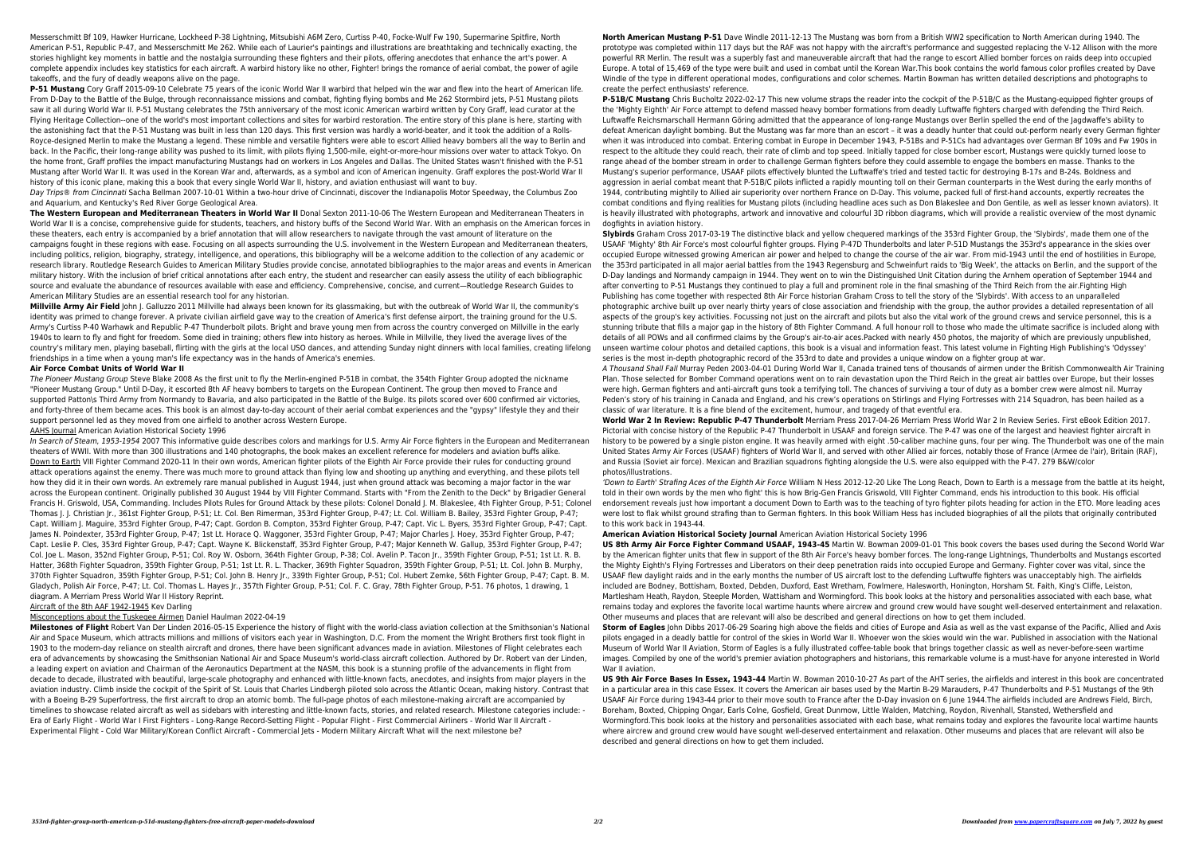Messerschmitt Bf 109, Hawker Hurricane, Lockheed P-38 Lightning, Mitsubishi A6M Zero, Curtiss P-40, Focke-Wulf Fw 190, Supermarine Spitfire, North American P-51, Republic P-47, and Messerschmitt Me 262. While each of Laurier's paintings and illustrations are breathtaking and technically exacting, the stories highlight key moments in battle and the nostalgia surrounding these fighters and their pilots, offering anecdotes that enhance the art's power. A complete appendix includes key statistics for each aircraft. A warbird history like no other, Fighter! brings the romance of aerial combat, the power of agile takeoffs, and the fury of deadly weapons alive on the page.

**P-51 Mustang** Cory Graff 2015-09-10 Celebrate 75 years of the iconic World War II warbird that helped win the war and flew into the heart of American life. From D-Day to the Battle of the Bulge, through reconnaissance missions and combat, fighting flying bombs and Me 262 Stormbird jets, P-51 Mustang pilots saw it all during World War II. P-51 Mustang celebrates the 75th anniversary of the most iconic American warbird written by Cory Graff, lead curator at the Flying Heritage Collection--one of the world's most important collections and sites for warbird restoration. The entire story of this plane is here, starting with the astonishing fact that the P-51 Mustang was built in less than 120 days. This first version was hardly a world-beater, and it took the addition of a Rolls-Royce-designed Merlin to make the Mustang a legend. These nimble and versatile fighters were able to escort Allied heavy bombers all the way to Berlin and back. In the Pacific, their long-range ability was pushed to its limit, with pilots flying 1,500-mile, eight-or-more-hour missions over water to attack Tokyo. On the home front, Graff profiles the impact manufacturing Mustangs had on workers in Los Angeles and Dallas. The United States wasn't finished with the P-51 Mustang after World War II. It was used in the Korean War and, afterwards, as a symbol and icon of American ingenuity. Graff explores the post-World War II history of this iconic plane, making this a book that every single World War II, history, and aviation enthusiast will want to buy.

*Day Trips® from Cincinnati* Sacha Bellman 2007-10-01 Within a two-hour drive of Cincinnati, discover the Indianapolis Motor Speedway, the Columbus Zoo and Aquarium, and Kentucky's Red River Gorge Geological Area.

**The Western European and Mediterranean Theaters in World War II** Donal Sexton 2011-10-06 The Western European and Mediterranean Theaters in World War II is a concise, comprehensive guide for students, teachers, and history buffs of the Second World War. With an emphasis on the American forces in these theaters, each entry is accompanied by a brief annotation that will allow researchers to navigate through the vast amount of literature on the campaigns fought in these regions with ease. Focusing on all aspects surrounding the U.S. involvement in the Western European and Mediterranean theaters, including politics, religion, biography, strategy, intelligence, and operations, this bibliography will be a welcome addition to the collection of any academic or research library. Routledge Research Guides to American Military Studies provide concise, annotated bibliographies to the major areas and events in American military history. With the inclusion of brief critical annotations after each entry, the student and researcher can easily assess the utility of each bibliographic source and evaluate the abundance of resources available with ease and efficiency. Comprehensive, concise, and current—Routledge Research Guides to American Military Studies are an essential research tool for any historian.

**Millville Army Air Field** John J. Galluzzo 2011 Millville had always been known for its glassmaking, but with the outbreak of World War II, the community's identity was primed to change forever. A private civilian airfield gave way to the creation of America's first defense airport, the training ground for the U.S. Army's Curtiss P-40 Warhawk and Republic P-47 Thunderbolt pilots. Bright and brave young men from across the country converged on Millville in the early 1940s to learn to fly and fight for freedom. Some died in training; others flew into history as heroes. While in Millville, they lived the average lives of the country's military men, playing baseball, flirting with the girls at the local USO dances, and attending Sunday night dinners with local families, creating lifelong friendships in a time when a young man's life expectancy was in the hands of America's enemies.

**Air Force Combat Units of World War II**

*The Pioneer Mustang Group* Steve Blake 2008 As the first unit to fly the Merlin-engined P-51B in combat, the 354th Fighter Group adopted the nickname "Pioneer Mustang Group." Until D-Day, it escorted 8th AF heavy bombers to targets on the European Continent. The group then moved to France and supported Patton\s Third Army from Normandy to Bavaria, and also participated in the Battle of the Bulge. Its pilots scored over 600 confirmed air victories, and forty-three of them became aces. This book is an almost day-to-day account of their aerial combat experiences and the "gypsy" lifestyle they and their support personnel led as they moved from one airfield to another across Western Europe.

AAHS Journal American Aviation Historical Society 1996

*In Search of Steam, 1953-1954* 2007 This informative guide describes colors and markings for U.S. Army Air Force fighters in the European and Mediterranean theaters of WWII. With more than 300 illustrations and 140 photographs, the book makes an excellent reference for modelers and aviation buffs alike.

Down to Earth VIII Fighter Command 2020-11 In their own words, American fighter pilots of the Eighth Air Force provide their rules for conducting ground attack operations against the enemy. There was much more to ground attack than flying low and shooting up anything and everything, and these pilots tell how they did it in their own words. An extremely rare manual published in August 1944, just when ground attack was becoming a major factor in the war across the European continent. Originally published 30 August 1944 by VIII Fighter Command. Starts with "From the Zenith to the Deck" by Brigadier General Francis H. Griswold, USA, Commanding. Includes Pilots Rules for Ground Attack by these pilots: Colonel Donald J. M. Blakeslee, 4th Fighter Group, P-51; Colonel Thomas J. J. Christian Jr., 361st Fighter Group, P-51; Lt. Col. Ben Rimerman, 353rd Fighter Group, P-47; Lt. Col. William B. Bailey, 353rd Fighter Group, P-47; Capt. William J. Maguire, 353rd Fighter Group, P-47; Capt. Gordon B. Compton, 353rd Fighter Group, P-47; Capt. Vic L. Byers, 353rd Fighter Group, P-47; Capt. James N. Poindexter, 353rd Fighter Group, P-47; 1st Lt. Horace Q. Waggoner, 353rd Fighter Group, P-47; Major Charles J. Hoey, 353rd Fighter Group, P-47; Capt. Leslie P. Cles, 353rd Fighter Group, P-47; Capt. Wayne K. Blickenstaff, 353rd Fighter Group, P-47; Major Kenneth W. Gallup, 353rd Fighter Group, P-47; Col. Joe L. Mason, 352nd Fighter Group, P-51; Col. Roy W. Osborn, 364th Fighter Group, P-38; Col. Avelin P. Tacon Jr., 359th Fighter Group, P-51; 1st Lt. R. B. Hatter, 368th Fighter Squadron, 359th Fighter Group, P-51; 1st Lt. R. L. Thacker, 369th Fighter Squadron, 359th Fighter Group, P-51; Lt. Col. John B. Murphy, 370th Fighter Squadron, 359th Fighter Group, P-51; Col. John B. Henry Jr., 339th Fighter Group, P-51; Col. Hubert Zemke, 56th Fighter Group, P-47; Capt. B. M. Gladych, Polish Air Force, P-47; Lt. Col. Thomas L. Hayes Jr., 357th Fighter Group, P-51; Col. F. C. Gray, 78th Fighter Group, P-51. 76 photos, 1 drawing, 1 diagram. A Merriam Press World War II History Reprint.

Aircraft of the 8th AAF 1942-1945 Kev Darling

Misconceptions about the Tuskegee Airmen Daniel Haulman 2022-04-19

**Milestones of Flight** Robert Van Der Linden 2016-05-15 Experience the history of flight with the world-class aviation collection at the Smithsonian's National Air and Space Museum, which attracts millions and millions of visitors each year in Washington, D.C. From the moment the Wright Brothers first took flight in 1903 to the modern-day reliance on stealth aircraft and drones, there have been significant advances made in aviation. Milestones of Flight celebrates each era of advancements by showcasing the Smithsonian National Air and Space Museum's world-class aircraft collection. Authored by Dr. Robert van der Linden, a leading expert on aviation and Chairman of the Aeronautics Department at the NASM, this book is a stunning profile of the advancements in flight from decade to decade, illustrated with beautiful, large-scale photography and enhanced with little-known facts, anecdotes, and insights from major players in the aviation industry. Climb inside the cockpit of the Spirit of St. Louis that Charles Lindbergh piloted solo across the Atlantic Ocean, making history. Contrast that with a Boeing B-29 Superfortress, the first aircraft to drop an atomic bomb. The full-page photos of each milestone-making aircraft are accompanied by timelines to showcase related aircraft as well as sidebars with interesting and little-known facts, stories, and related research. Milestone categories include: - Era of Early Flight - World War I First Fighters - Long-Range Record-Setting Flight - Popular Flight - First Commercial Airliners - World War II Aircraft - Experimental Flight - Cold War Military/Korean Conflict Aircraft - Commercial Jets - Modern Military Aircraft What will the next milestone be?

**North American Mustang P-51** Dave Windle 2011-12-13 The Mustang was born from a British WW2 specification to North American during 1940. The prototype was completed within 117 days but the RAF was not happy with the aircraft's performance and suggested replacing the V-12 Allison with the more powerful RR Merlin. The result was a superbly fast and maneuverable aircraft that had the range to escort Allied bomber forces on raids deep into occupied Europe. A total of 15,469 of the type were built and used in combat until the Korean War.This book contains the world famous color profiles created by Dave Windle of the type in different operational modes, configurations and color schemes. Martin Bowman has written detailed descriptions and photographs to create the perfect enthusiasts' reference.

**P-51B/C Mustang** Chris Bucholtz 2022-02-17 This new volume straps the reader into the cockpit of the P-51B/C as the Mustang-equipped fighter groups of the 'Mighty Eighth' Air Force attempt to defend massed heavy bomber formations from deadly Luftwaffe fighters charged with defending the Third Reich. Luftwaffe Reichsmarschall Hermann Göring admitted that the appearance of long-range Mustangs over Berlin spelled the end of the Jagdwaffe's ability to defeat American daylight bombing. But the Mustang was far more than an escort – it was a deadly hunter that could out-perform nearly every German fighter when it was introduced into combat. Entering combat in Europe in December 1943, P-51Bs and P-51Cs had advantages over German Bf 109s and Fw 190s in respect to the altitude they could reach, their rate of climb and top speed. Initially tapped for close bomber escort, Mustangs were quickly turned loose to range ahead of the bomber stream in order to challenge German fighters before they could assemble to engage the bombers en masse. Thanks to the Mustang's superior performance, USAAF pilots effectively blunted the Luftwaffe's tried and tested tactic for destroying B-17s and B-24s. Boldness and aggression in aerial combat meant that P-51B/C pilots inflicted a rapidly mounting toll on their German counterparts in the West during the early months of 1944, contributing mightily to Allied air superiority over northern France on D-Day. This volume, packed full of first-hand accounts, expertly recreates the combat conditions and flying realities for Mustang pilots (including headline aces such as Don Blakeslee and Don Gentile, as well as lesser known aviators). It is heavily illustrated with photographs, artwork and innovative and colourful 3D ribbon diagrams, which will provide a realistic overview of the most dynamic dogfights in aviation history.

**Slybirds** Graham Cross 2017-03-19 The distinctive black and yellow chequered markings of the 353rd Fighter Group, the 'Slybirds', made them one of the USAAF 'Mighty' 8th Air Force's most colourful fighter groups. Flying P-47D Thunderbolts and later P-51D Mustangs the 353rd's appearance in the skies over occupied Europe witnessed growing American air power and helped to change the course of the air war. From mid-1943 until the end of hostilities in Europe, the 353rd participated in all major aerial battles from the 1943 Regensburg and Schweinfurt raids to 'Big Week', the attacks on Berlin, and the support of the D-Day landings and Normandy campaign in 1944. They went on to win the Distinguished Unit Citation during the Arnhem operation of September 1944 and after converting to P-51 Mustangs they continued to play a full and prominent role in the final smashing of the Third Reich from the air.Fighting High Publishing has come together with respected 8th Air Force historian Graham Cross to tell the story of the 'Slybirds'. With access to an unparalleled photographic archive built up over nearly thirty years of close association and friendship with the group, the author provides a detailed representation of all aspects of the group's key activities. Focussing not just on the aircraft and pilots but also the vital work of the ground crews and service personnel, this is a stunning tribute that fills a major gap in the history of 8th Fighter Command. A full honour roll to those who made the ultimate sacrifice is included along with details of all POWs and all confirmed claims by the Group's air-to-air aces.Packed with nearly 450 photos, the majority of which are previously unpublished, unseen wartime colour photos and detailed captions, this book is a visual and information feast. This latest volume in Fighting High Publishing's 'Odyssey' series is the most in-depth photographic record of the 353rd to date and provides a unique window on a fighter group at war.

*A Thousand Shall Fall* Murray Peden 2003-04-01 During World War II, Canada trained tens of thousands of airmen under the British Commonwealth Air Training Plan. Those selected for Bomber Command operations went on to rain devastation upon the Third Reich in the great air battles over Europe, but their losses were high. German fighters and anti-aircraft guns took a terrifying toll. The chances of surviving a tour of duty as a bomber crew were almost nil. Murray Peden's story of his training in Canada and England, and his crew's operations on Stirlings and Flying Fortresses with 214 Squadron, has been hailed as a classic of war literature. It is a fine blend of the excitement, humour, and tragedy of that eventful era.

**World War 2 In Review: Republic P-47 Thunderbolt** Merriam Press 2017-04-26 Merriam Press World War 2 In Review Series. First eBook Edition 2017. Pictorial with concise history of the Republic P-47 Thunderbolt in USAAF and foreign service. The P-47 was one of the largest and heaviest fighter aircraft in history to be powered by a single piston engine. It was heavily armed with eight .50-caliber machine guns, four per wing. The Thunderbolt was one of the main United States Army Air Forces (USAAF) fighters of World War II, and served with other Allied air forces, notably those of France (Armee de l'air), Britain (RAF), and Russia (Soviet air force). Mexican and Brazilian squadrons fighting alongside the U.S. were also equipped with the P-47. 279 B&W/color photos/illustrations.

*'Down to Earth' Strafing Aces of the Eighth Air Force* William N Hess 2012-12-20 Like The Long Reach, Down to Earth is a message from the battle at its height, told in their own words by the men who fight' this is how Brig-Gen Francis Griswold, VIII Fighter Command, ends his introduction to this book. His official endorsement reveals just how important a document Down to Earth was to the teaching of tyro fighter pilots heading for action in the ETO. More leading aces were lost to flak whilst ground strafing than to German fighters. In this book William Hess has included biographies of all the pilots that originally contributed to this work back in 1943-44.

**American Aviation Historical Society Journal** American Aviation Historical Society 1996

**US 8th Army Air Force Fighter Command USAAF, 1943-45** Martin W. Bowman 2009-01-01 This book covers the bases used during the Second World War by the American fighter units that flew in support of the 8th Air Force's heavy bomber forces. The long-range Lightnings, Thunderbolts and Mustangs escorted the Mighty Eighth's Flying Fortresses and Liberators on their deep penetration raids into occupied Europe and Germany. Fighter cover was vital, since the USAAF flew daylight raids and in the early months the number of US aircraft lost to the defending Luftwaffe fighters was unacceptably high. The airfields included are Bodney, Bottisham, Boxted, Debden, Duxford, East Wretham, Fowlmere, Halesworth, Honington, Horsham St. Faith, King's Cliffe, Leiston, Martlesham Heath, Raydon, Steeple Morden, Wattisham and Wormingford. This book looks at the history and personalities associated with each base, what remains today and explores the favorite local wartime haunts where aircrew and ground crew would have sought well-deserved entertainment and relaxation. Other museums and places that are relevant will also be described and general directions on how to get them included.

**Storm of Eagles** John Dibbs 2017-06-29 Soaring high above the fields and cities of Europe and Asia as well as the vast expanse of the Pacific, Allied and Axis pilots engaged in a deadly battle for control of the skies in World War II. Whoever won the skies would win the war. Published in association with the National Museum of World War II Aviation, Storm of Eagles is a fully illustrated coffee-table book that brings together classic as well as never-before-seen wartime images. Compiled by one of the world's premier aviation photographers and historians, this remarkable volume is a must-have for anyone interested in World War II aviation.

**US 9th Air Force Bases In Essex, 1943-44** Martin W. Bowman 2010-10-27 As part of the AHT series, the airfields and interest in this book are concentrated in a particular area in this case Essex. It covers the American air bases used by the Martin B-29 Marauders, P-47 Thunderbolts and P-51 Mustangs of the 9th USAAF Air Force during 1943-44 prior to their move south to France after the D-Day invasion on 6 June 1944.The airfields included are Andrews Field, Birch, Boreham, Boxted, Chipping Ongar, Earls Colne, Gosfield, Great Dunmow, Little Walden, Matching, Roydon, Rivenhall, Stansted, Wethersfield and Wormingford.This book looks at the history and personalities associated with each base, what remains today and explores the favourite local wartime haunts where aircrew and ground crew would have sought well-deserved entertainment and relaxation. Other museums and places that are relevant will also be described and general directions on how to get them included.